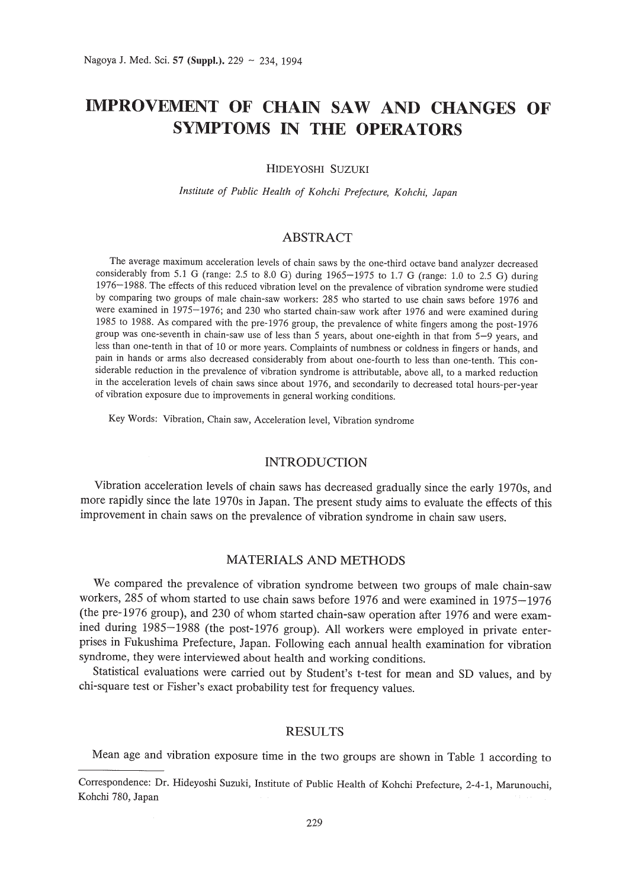# IMPROVEMENT OF CHAIN SAW AND CHANGES OF SYMPTOMS IN THE OPERATORS

HIDEYOSHI SUZUKI

*Institute of Public Health of Kohchi Prefecture, Kohchi, Japan*

## ABSTRACT

The average maximum acceleration levels of chain saws by the one-third octave band analyzer decreased considerably from 5.1 G (range: 2.5 to 8.0 G) during 1965–1975 to 1.7 G (range: 1.0 to 2.5 G) during 1976–1988. The effects of this reduced vibration level on the prevalence of vibration syndrome were studied by comparing two groups of male chain-saw workers: 285 who started to use chain saws before 1976 and were examined in 1975–1976; and 230 who started chain-saw work after 1976 and were examined during 1985 to 1988. As compared with the pre-1976 group, the prevalence of white fingers among the post-1976 group was one-seventh in chain-saw use of less than 5 years, about one-eighth in that from 5–9 years, and less than one-tenth in that of 10 or more years. Complaints of numbness or coldness in fingers or hands, and pain in hands or arms also decreased considerably from about one-fourth to less than one-tenth. This considerable reduction in the prevalence of vibration syndrome is attributable, above all, to a marked reduction in the acceleration levels of chain saws since about 1976, and secondarily to decreased total hours-per-year of vibration exposure due to improvements in general working conditions.

Key Words: Vibration, Chain saw, Acceleration level, Vibration syndrome

## INTRODUCTION

Vibration acceleration levels of chain saws has decreased gradually since the early 1970s, and more rapidly since the late 1970s in Japan. The present study aims to evaluate the effects of this improvement in chain saws on the prevalence of vibration syndrome in chain saw users.

## MATERIALS AND METHODS

We compared the prevalence of vibration syndrome between two groups of male chain-saw workers, 285 of whom started to use chain saws before 1976 and were examined in 1975–1976 (the pre-1976 group), and 230 of whom started chain-saw operation after 1976 and were examined during 1985–1988 (the post-1976 group). All workers were employed in private enterprises in Fukushima Prefecture, Japan. Following each annual health examination for vibration syndrome, they were interviewed about health and working conditions.

Statistical evaluations were carried out by Student's t-test for mean and SD values, and by chi-square test or Fisher's exact probability test for frequency values.

## RESULTS

Mean age and vibration exposure time in the two groups are shown in Table 1 according to

Correspondence: Dr. Hideyoshi Suzuki, Institute of Public Health of Kohchi Prefecture, 2-4-1, Marunouchi, Kohchi 780, Japan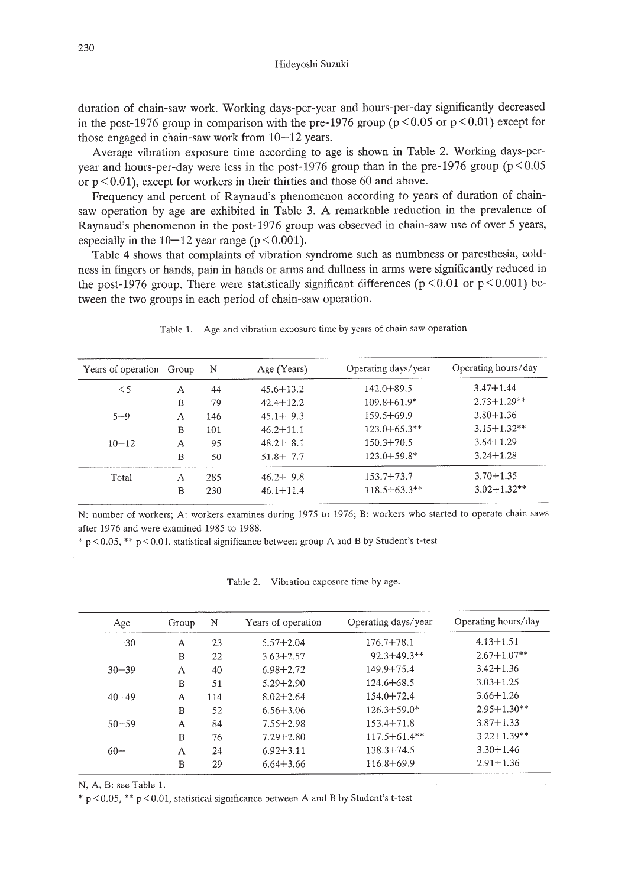duration of chain-saw work. Working days-per-year and hours-per-day significantly decreased in the post-1976 group in comparison with the pre-1976 group ($p < 0.05$ or $p < 0.01$) except for those engaged in chain-saw work from 10–12 years.

Average vibration exposure time according to age is shown in Table 2. Working days-per-year and hours-per-day were less in the post-1976 group than in the pre-1976 group ($p < 0.05$ or $p < 0.01$), except for workers in their thirties and those 60 and above.

Frequency and percent of Raynaud's phenomenon according to years of duration of chain-saw operation by age are exhibited in Table 3. A remarkable reduction in the prevalence of Raynaud's phenomenon in the post-1976 group was observed in chain-saw use of over 5 years, especially in the 10–12 year range ($p < 0.001$).

Table 4 shows that complaints of vibration syndrome such as numbness or paresthesia, coldness in fingers or hands, pain in hands or arms and dullness in arms were significantly reduced in the post-1976 group. There were statistically significant differences ($p < 0.01$ or $p < 0.001$) between the two groups in each period of chain-saw operation.

Table 1. Age and vibration exposure time by years of chain saw operation

| Years of operation | Group | N | Age (Years) | Operating days/year | Operating hours/day |
|---|---|---|---|---|---|
| <5 | A | 44 | 45.6+13.2 | 142.0+89.5 | 3.47+1.44 |
| | B | 79 | 42.4+12.2 | 109.8+61.9* | 2.73+1.29** |
| 5–9 | A | 146 | 45.1+ 9.3 | 159.5+69.9 | 3.80+1.36 |
| | B | 101 | 46.2+11.1 | 123.0+65.3** | 3.15+1.32** |
| 10–12 | A | 95 | 48.2+ 8.1 | 150.3+70.5 | 3.64+1.29 |
| | B | 50 | 51.8+ 7.7 | 123.0+59.8* | 3.24+1.28 |
| Total | A | 285 | 46.2+ 9.8 | 153.7+73.7 | 3.70+1.35 |
| | B | 230 | 46.1+11.4 | 118.5+63.3** | 3.02+1.32** |

N: number of workers; A: workers examines during 1975 to 1976; B: workers who started to operate chain saws after 1976 and were examined 1985 to 1988.
* $p < 0.05$, ** $p < 0.01$, statistical significance between group A and B by Student's t-test

Table 2. Vibration exposure time by age.

| Age | Group | N | Years of operation | Operating days/year | Operating hours/day |
|---|---|---|---|---|---|
| –30 | A | 23 | 5.57+2.04 | 176.7+78.1 | 4.13+1.51 |
| | B | 22 | 3.63+2.57 | 92.3+49.3** | 2.67+1.07** |
| 30–39 | A | 40 | 6.98+2.72 | 149.9+75.4 | 3.42+1.36 |
| | B | 51 | 5.29+2.90 | 124.6+68.5 | 3.03+1.25 |
| 40–49 | A | 114 | 8.02+2.64 | 154.0+72.4 | 3.66+1.26 |
| | B | 52 | 6.56+3.06 | 126.3+59.0* | 2.95+1.30** |
| 50–59 | A | 84 | 7.55+2.98 | 153.4+71.8 | 3.87+1.33 |
| | B | 76 | 7.29+2.80 | 117.5+61.4** | 3.22+1.39** |
| 60– | A | 24 | 6.92+3.11 | 138.3+74.5 | 3.30+1.46 |
| | B | 29 | 6.64+3.66 | 116.8+69.9 | 2.91+1.36 |

N, A, B: see Table 1.
* $p < 0.05$, ** $p < 0.01$, statistical significance between A and B by Student's t-test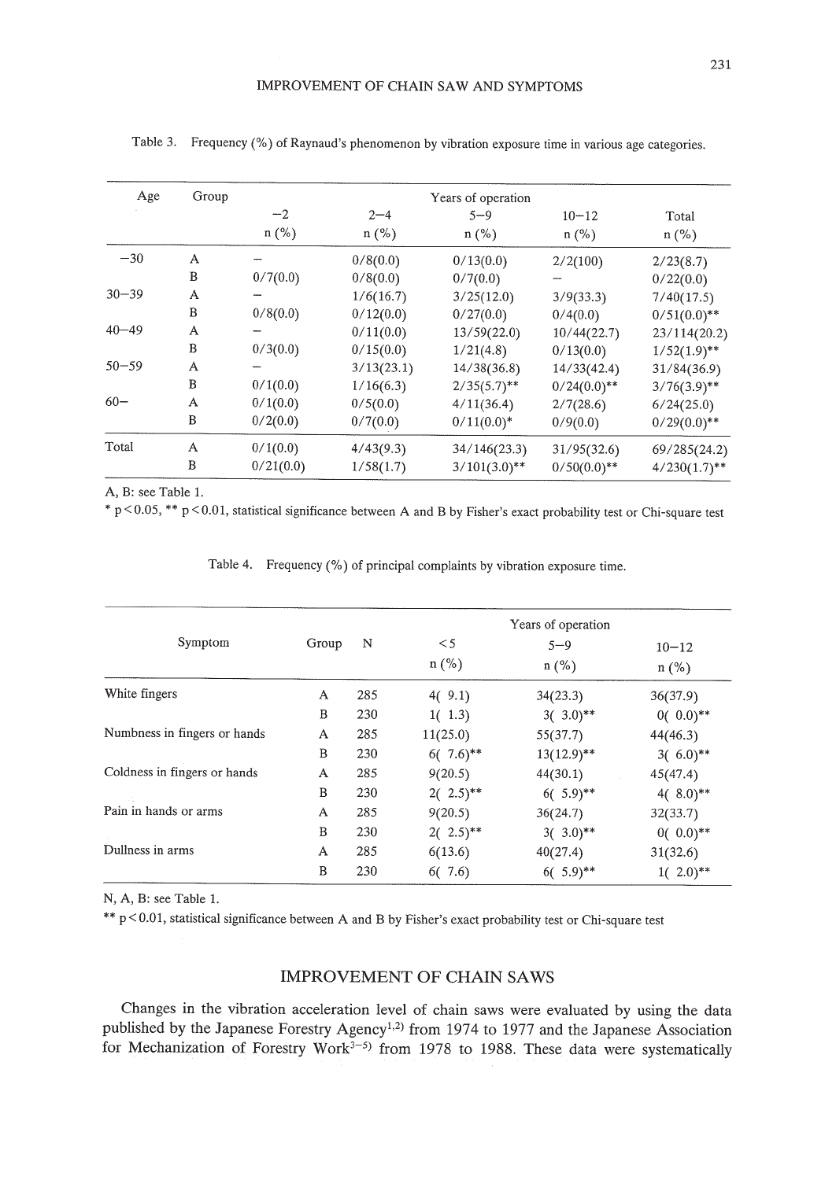Table 3. Frequency (%) of Raynaud's phenomenon by vibration exposure time in various age categories.

| Age | Group | Years of operation | | | | |
|---|---|---|---|---|---|---|
| | | −2 | 2−4 | 5−9 | 10−12 | Total |
| | | n (%) | n (%) | n (%) | n (%) | n (%) |
| −30 | A | − | 0/8(0.0) | 0/13(0.0) | 2/2(100) | 2/23(8.7) |
| | B | 0/7(0.0) | 0/8(0.0) | 0/7(0.0) | − | 0/22(0.0) |
| 30−39 | A | − | 1/6(16.7) | 3/25(12.0) | 3/9(33.3) | 7/40(17.5) |
| | B | 0/8(0.0) | 0/12(0.0) | 0/27(0.0) | 0/4(0.0) | 0/51(0.0)** |
| 40−49 | A | − | 0/11(0.0) | 13/59(22.0) | 10/44(22.7) | 23/114(20.2) |
| | B | 0/3(0.0) | 0/15(0.0) | 1/21(4.8) | 0/13(0.0) | 1/52(1.9)** |
| 50−59 | A | − | 3/13(23.1) | 14/38(36.8) | 14/33(42.4) | 31/84(36.9) |
| | B | 0/1(0.0) | 1/16(6.3) | 2/35(5.7)** | 0/24(0.0)** | 3/76(3.9)** |
| 60− | A | 0/1(0.0) | 0/5(0.0) | 4/11(36.4) | 2/7(28.6) | 6/24(25.0) |
| | B | 0/2(0.0) | 0/7(0.0) | 0/11(0.0)* | 0/9(0.0) | 0/29(0.0)** |
| Total | A | 0/1(0.0) | 4/43(9.3) | 34/146(23.3) | 31/95(32.6) | 69/285(24.2) |
| | B | 0/21(0.0) | 1/58(1.7) | 3/101(3.0)** | 0/50(0.0)** | 4/230(1.7)** |

A, B: see Table 1.
\* $p < 0.05$, ** $p < 0.01$, statistical significance between A and B by Fisher's exact probability test or Chi-square test

Table 4. Frequency (%) of principal complaints by vibration exposure time.

| Symptom | Group | N | Years of operation | | |
|---|---|---|---|---|---|
| | | | <5 | 5−9 | 10−12 |
| | | | n (%) | n (%) | n (%) |
| White fingers | A | 285 | 4( 9.1) | 34(23.3) | 36(37.9) |
| | B | 230 | 1( 1.3) | 3( 3.0)** | 0( 0.0)** |
| Numbness in fingers or hands | A | 285 | 11(25.0) | 55(37.7) | 44(46.3) |
| | B | 230 | 6( 7.6)** | 13(12.9)** | 3( 6.0)** |
| Coldness in fingers or hands | A | 285 | 9(20.5) | 44(30.1) | 45(47.4) |
| | B | 230 | 2( 2.5)** | 6( 5.9)** | 4( 8.0)** |
| Pain in hands or arms | A | 285 | 9(20.5) | 36(24.7) | 32(33.7) |
| | B | 230 | 2( 2.5)** | 3( 3.0)** | 0( 0.0)** |
| Dullness in arms | A | 285 | 6(13.6) | 40(27.4) | 31(32.6) |
| | B | 230 | 6( 7.6) | 6( 5.9)** | 1( 2.0)** |

N, A, B: see Table 1.
** $p < 0.01$, statistical significance between A and B by Fisher's exact probability test or Chi-square test

## IMPROVEMENT OF CHAIN SAWS

Changes in the vibration acceleration level of chain saws were evaluated by using the data published by the Japanese Forestry Agency[1,2] from 1974 to 1977 and the Japanese Association for Mechanization of Forestry Work[3–5] from 1978 to 1988. These data were systematically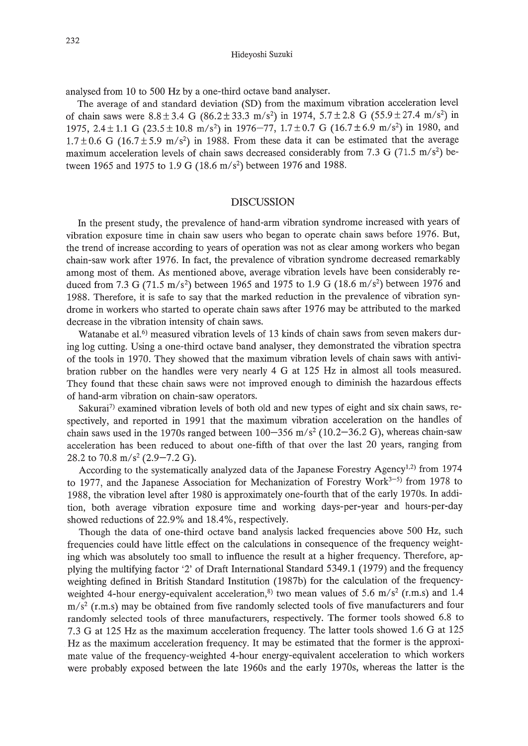analysed from 10 to 500 Hz by a one-third octave band analyser.

The average of and standard deviation (SD) from the maximum vibration acceleration level of chain saws were 8.8 ± 3.4 G (86.2 ± 33.3 $m/s^2$) in 1974, 5.7 ± 2.8 G (55.9 ± 27.4 $m/s^2$) in 1975, 2.4 ± 1.1 G (23.5 ± 10.8 $m/s^2$) in 1976–77, 1.7 ± 0.7 G (16.7 ± 6.9 $m/s^2$) in 1980, and 1.7 ± 0.6 G (16.7 ± 5.9 $m/s^2$) in 1988. From these data it can be estimated that the average maximum acceleration levels of chain saws decreased considerably from 7.3 G (71.5 $m/s^2$) between 1965 and 1975 to 1.9 G (18.6 $m/s^2$) between 1976 and 1988.

## DISCUSSION

In the present study, the prevalence of hand-arm vibration syndrome increased with years of vibration exposure time in chain saw users who began to operate chain saws before 1976. But, the trend of increase according to years of operation was not as clear among workers who began chain-saw work after 1976. In fact, the prevalence of vibration syndrome decreased remarkably among most of them. As mentioned above, average vibration levels have been considerably reduced from 7.3 G (71.5 $m/s^2$) between 1965 and 1975 to 1.9 G (18.6 $m/s^2$) between 1976 and 1988. Therefore, it is safe to say that the marked reduction in the prevalence of vibration syndrome in workers who started to operate chain saws after 1976 may be attributed to the marked decrease in the vibration intensity of chain saws.

Watanabe et al.[6] measured vibration levels of 13 kinds of chain saws from seven makers during log cutting. Using a one-third octave band analyser, they demonstrated the vibration spectra of the tools in 1970. They showed that the maximum vibration levels of chain saws with antivibration rubber on the handles were very nearly 4 G at 125 Hz in almost all tools measured. They found that these chain saws were not improved enough to diminish the hazardous effects of hand-arm vibration on chain-saw operators.

Sakurai[7] examined vibration levels of both old and new types of eight and six chain saws, respectively, and reported in 1991 that the maximum vibration acceleration on the handles of chain saws used in the 1970s ranged between 100–356 $m/s^2$ (10.2–36.2 G), whereas chain-saw acceleration has been reduced to about one-fifth of that over the last 20 years, ranging from 28.2 to 70.8 $m/s^2$ (2.9–7.2 G).

According to the systematically analyzed data of the Japanese Forestry Agency[1,2] from 1974 to 1977, and the Japanese Association for Mechanization of Forestry Work[3–5] from 1978 to 1988, the vibration level after 1980 is approximately one-fourth that of the early 1970s. In addition, both average vibration exposure time and working days-per-year and hours-per-day showed reductions of 22.9% and 18.4%, respectively.

Though the data of one-third octave band analysis lacked frequencies above 500 Hz, such frequencies could have little effect on the calculations in consequence of the frequency weighting which was absolutely too small to influence the result at a higher frequency. Therefore, applying the multifying factor '2' of Draft International Standard 5349.1 (1979) and the frequency weighting defined in British Standard Institution (1987b) for the calculation of the frequency-weighted 4-hour energy-equivalent acceleration,[8] two mean values of 5.6 $m/s^2$ (r.m.s) and 1.4 $m/s^2$ (r.m.s) may be obtained from five randomly selected tools of five manufacturers and four randomly selected tools of three manufacturers, respectively. The former tools showed 6.8 to 7.3 G at 125 Hz as the maximum acceleration frequency. The latter tools showed 1.6 G at 125 Hz as the maximum acceleration frequency. It may be estimated that the former is the approximate value of the frequency-weighted 4-hour energy-equivalent acceleration to which workers were probably exposed between the late 1960s and the early 1970s, whereas the latter is the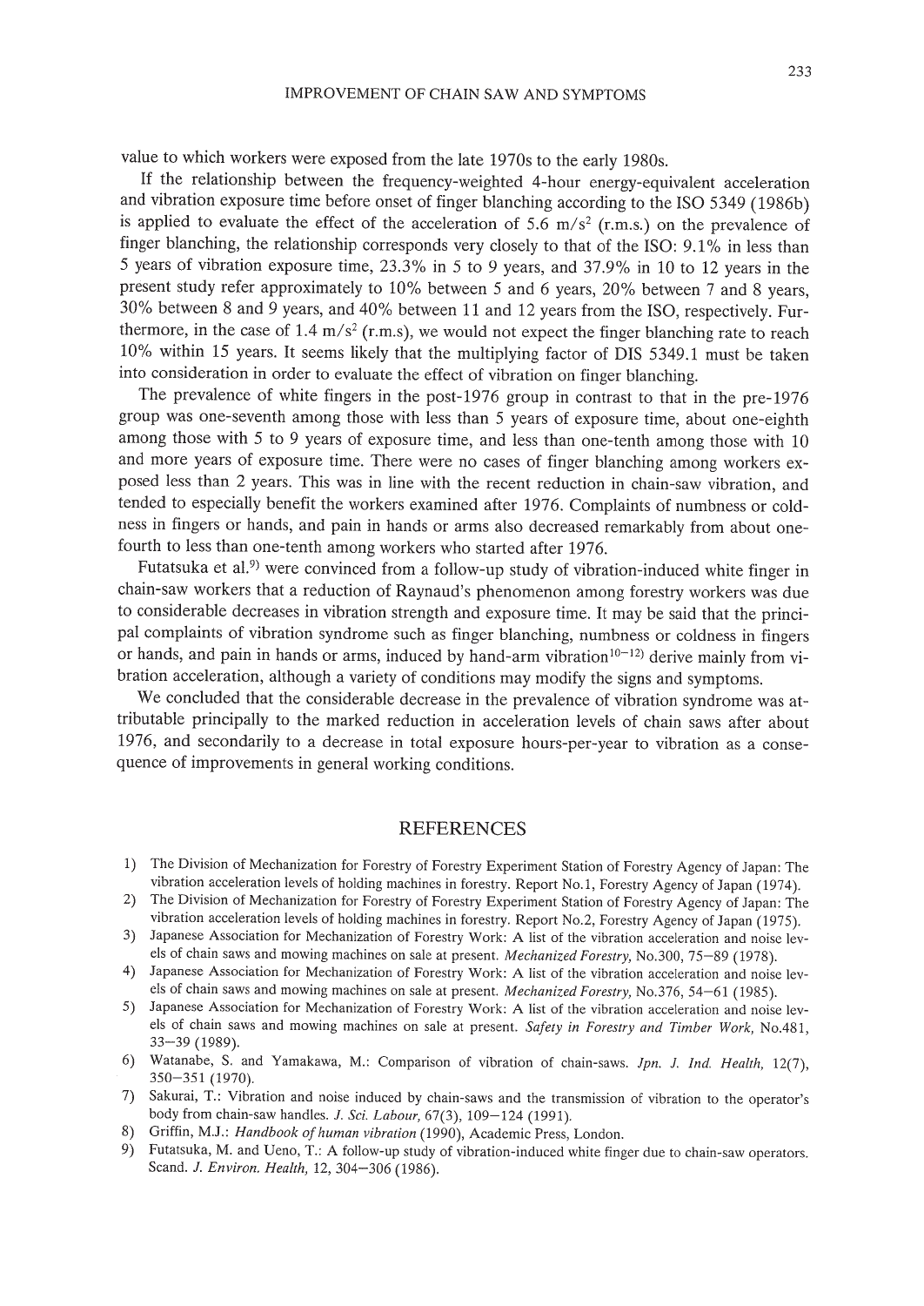value to which workers were exposed from the late 1970s to the early 1980s.

If the relationship between the frequency-weighted 4-hour energy-equivalent acceleration and vibration exposure time before onset of finger blanching according to the ISO 5349 (1986b) is applied to evaluate the effect of the acceleration of 5.6 $m/s^2$ (r.m.s.) on the prevalence of finger blanching, the relationship corresponds very closely to that of the ISO: 9.1% in less than 5 years of vibration exposure time, 23.3% in 5 to 9 years, and 37.9% in 10 to 12 years in the present study refer approximately to 10% between 5 and 6 years, 20% between 7 and 8 years, 30% between 8 and 9 years, and 40% between 11 and 12 years from the ISO, respectively. Furthermore, in the case of 1.4 $m/s^2$ (r.m.s), we would not expect the finger blanching rate to reach 10% within 15 years. It seems likely that the multiplying factor of DIS 5349.1 must be taken into consideration in order to evaluate the effect of vibration on finger blanching.

The prevalence of white fingers in the post-1976 group in contrast to that in the pre-1976 group was one-seventh among those with less than 5 years of exposure time, about one-eighth among those with 5 to 9 years of exposure time, and less than one-tenth among those with 10 and more years of exposure time. There were no cases of finger blanching among workers exposed less than 2 years. This was in line with the recent reduction in chain-saw vibration, and tended to especially benefit the workers examined after 1976. Complaints of numbness or coldness in fingers or hands, and pain in hands or arms also decreased remarkably from about one-fourth to less than one-tenth among workers who started after 1976.

Futatsuka et al.[9] were convinced from a follow-up study of vibration-induced white finger in chain-saw workers that a reduction of Raynaud's phenomenon among forestry workers was due to considerable decreases in vibration strength and exposure time. It may be said that the principal complaints of vibration syndrome such as finger blanching, numbness or coldness in fingers or hands, and pain in hands or arms, induced by hand-arm vibration[10–12] derive mainly from vibration acceleration, although a variety of conditions may modify the signs and symptoms.

We concluded that the considerable decrease in the prevalence of vibration syndrome was attributable principally to the marked reduction in acceleration levels of chain saws after about 1976, and secondarily to a decrease in total exposure hours-per-year to vibration as a consequence of improvements in general working conditions.

## REFERENCES

1) The Division of Mechanization for Forestry of Forestry Experiment Station of Forestry Agency of Japan: The vibration acceleration levels of holding machines in forestry. Report No.1, Forestry Agency of Japan (1974).
2) The Division of Mechanization for Forestry of Forestry Experiment Station of Forestry Agency of Japan: The vibration acceleration levels of holding machines in forestry. Report No.2, Forestry Agency of Japan (1975).
3) Japanese Association for Mechanization of Forestry Work: A list of the vibration acceleration and noise levels of chain saws and mowing machines on sale at present. *Mechanized Forestry*, No.300, 75–89 (1978).
4) Japanese Association for Mechanization of Forestry Work: A list of the vibration acceleration and noise levels of chain saws and mowing machines on sale at present. *Mechanized Forestry*, No.376, 54–61 (1985).
5) Japanese Association for Mechanization of Forestry Work: A list of the vibration acceleration and noise levels of chain saws and mowing machines on sale at present. *Safety in Forestry and Timber Work*, No.481, 33–39 (1989).
6) Watanabe, S. and Yamakawa, M.: Comparison of vibration of chain-saws. *Jpn. J. Ind. Health*, 12(7), 350–351 (1970).
7) Sakurai, T.: Vibration and noise induced by chain-saws and the transmission of vibration to the operator's body from chain-saw handles. *J. Sci. Labour*, 67(3), 109–124 (1991).
8) Griffin, M.J.: *Handbook of human vibration* (1990), Academic Press, London.
9) Futatsuka, M. and Ueno, T.: A follow-up study of vibration-induced white finger due to chain-saw operators. Scand. *J. Environ. Health*, 12, 304–306 (1986).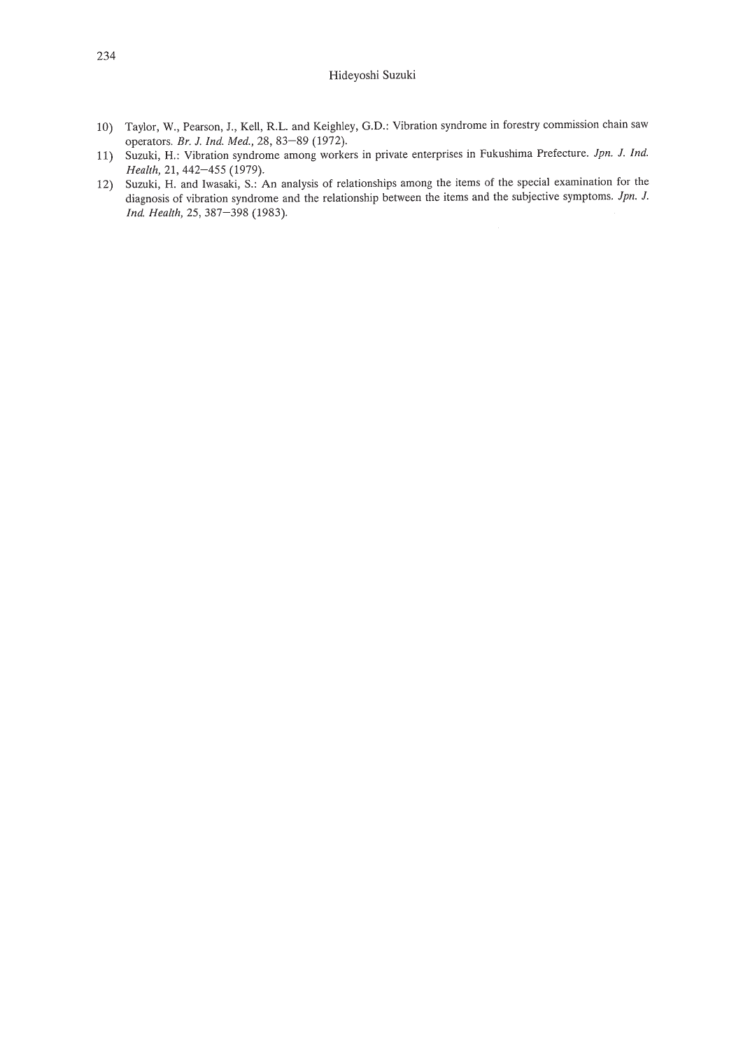10) Taylor, W., Pearson, J., Kell, R.L. and Keighley, G.D.: Vibration syndrome in forestry commission chain saw operators. *Br. J. Ind. Med.,* 28, 83–89 (1972).
11) Suzuki, H.: Vibration syndrome among workers in private enterprises in Fukushima Prefecture. *Jpn. J. Ind. Health,* 21, 442–455 (1979).
12) Suzuki, H. and Iwasaki, S.: An analysis of relationships among the items of the special examination for the diagnosis of vibration syndrome and the relationship between the items and the subjective symptoms. *Jpn. J. Ind. Health,* 25, 387–398 (1983).